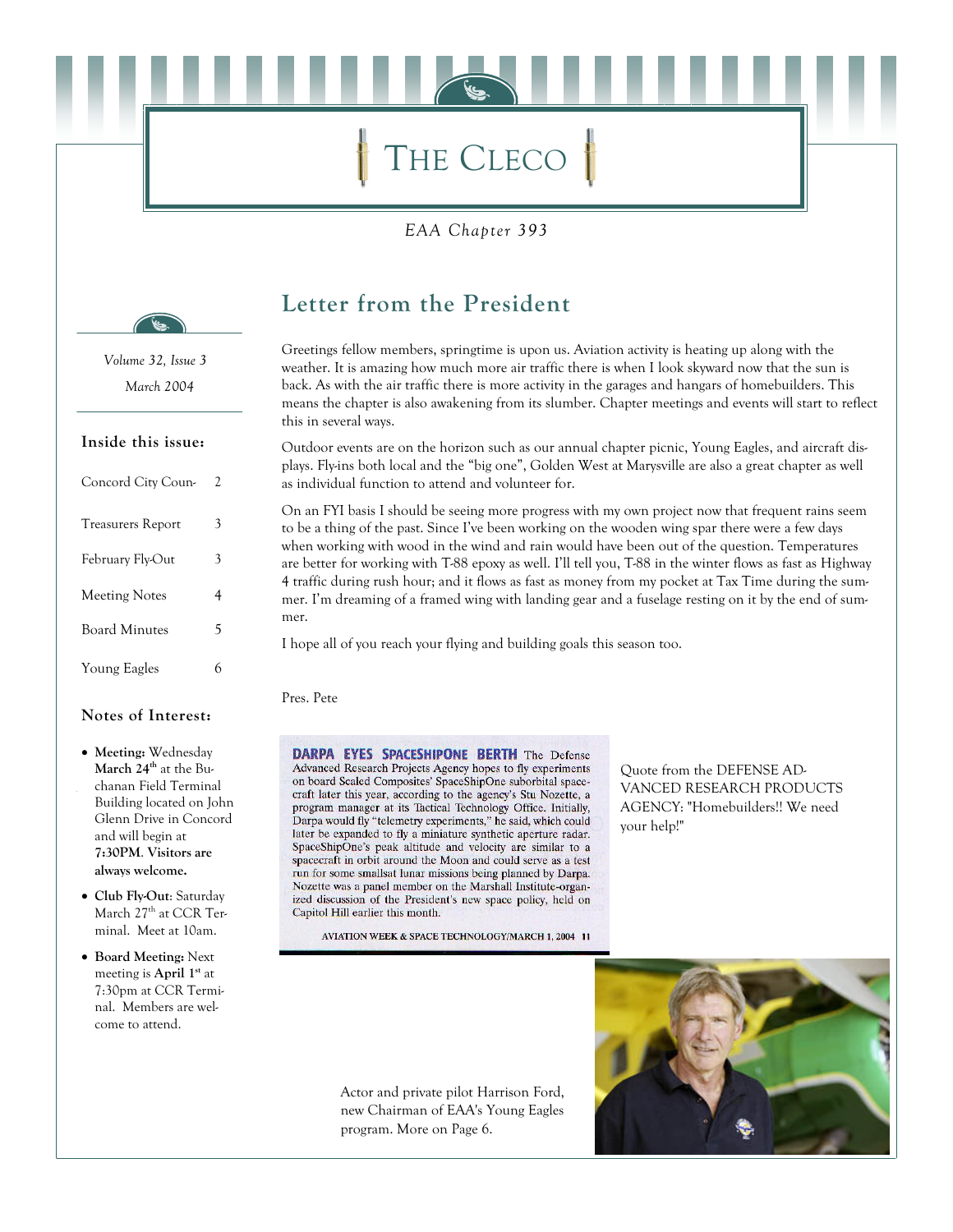# The Cleco

*EAA Chapter 393*

*Volume 32, Issue 3*
*March 2004*

**Inside this issue:**

| | |
|---|---|
| Concord City Coun- | 2 |
| Treasurers Report | 3 |
| February Fly-Out | 3 |
| Meeting Notes | 4 |
| Board Minutes | 5 |
| Young Eagles | 6 |

**Notes of Interest:**

- **Meeting:** Wednesday **March 24th** at the Buchanan Field Terminal Building located on John Glenn Drive in Concord and will begin at **7:30PM**. **Visitors are always welcome.**
- **Club Fly-Out**: Saturday March 27th at CCR Terminal. Meet at 10am.
- **Board Meeting:** Next meeting is **April 1st** at 7:30pm at CCR Terminal. Members are welcome to attend.

## Letter from the President

Greetings fellow members, springtime is upon us. Aviation activity is heating up along with the weather. It is amazing how much more air traffic there is when I look skyward now that the sun is back. As with the air traffic there is more activity in the garages and hangars of homebuilders. This means the chapter is also awakening from its slumber. Chapter meetings and events will start to reflect this in several ways.

Outdoor events are on the horizon such as our annual chapter picnic, Young Eagles, and aircraft displays. Fly-ins both local and the "big one", Golden West at Marysville are also a great chapter as well as individual function to attend and volunteer for.

On an FYI basis I should be seeing more progress with my own project now that frequent rains seem to be a thing of the past. Since I've been working on the wooden wing spar there were a few days when working with wood in the wind and rain would have been out of the question. Temperatures are better for working with T-88 epoxy as well. I'll tell you, T-88 in the winter flows as fast as Highway 4 traffic during rush hour; and it flows as fast as money from my pocket at Tax Time during the summer. I'm dreaming of a framed wing with landing gear and a fuselage resting on it by the end of summer.

I hope all of you reach your flying and building goals this season too.

Pres. Pete

**DARPA EYES SPACESHIPONE BERTH** The Defense Advanced Research Projects Agency hopes to fly experiments on board Scaled Composites' SpaceShipOne suborbital spacecraft later this year, according to the agency's Stu Nozette, a program manager at its Tactical Technology Office. Initially, Darpa would fly "telemetry experiments," he said, which could later be expanded to fly a miniature synthetic aperture radar. SpaceShipOne's peak altitude and velocity are similar to a spacecraft in orbit around the Moon and could serve as a test run for some smallsat lunar missions being planned by Darpa. Nozette was a panel member on the Marshall Institute-organized discussion of the President's new space policy, held on Capitol Hill earlier this month.

AVIATION WEEK & SPACE TECHNOLOGY/MARCH 1, 2004 11

Quote from the DEFENSE ADVANCED RESEARCH PRODUCTS AGENCY: "Homebuilders!! We need your help!"

Actor and private pilot Harrison Ford, new Chairman of EAA's Young Eagles program. More on Page 6.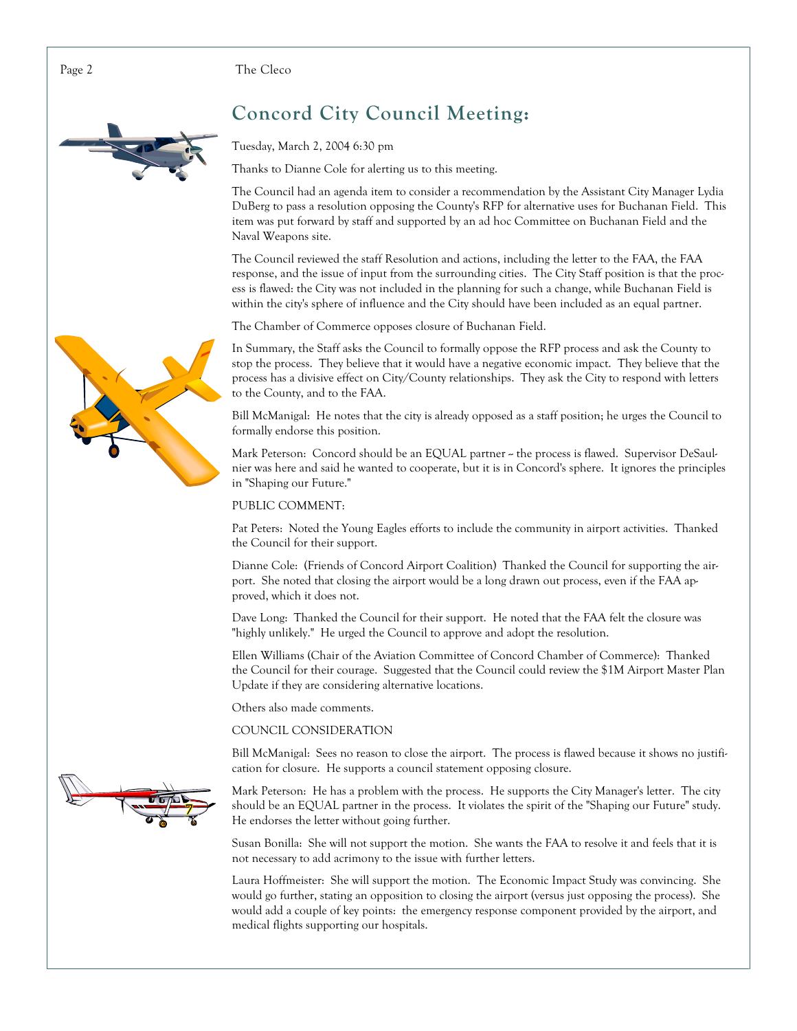## Concord City Council Meeting:

Tuesday, March 2, 2004 6:30 pm

Thanks to Dianne Cole for alerting us to this meeting.

The Council had an agenda item to consider a recommendation by the Assistant City Manager Lydia DuBerg to pass a resolution opposing the County's RFP for alternative uses for Buchanan Field. This item was put forward by staff and supported by an ad hoc Committee on Buchanan Field and the Naval Weapons site.

The Council reviewed the staff Resolution and actions, including the letter to the FAA, the FAA response, and the issue of input from the surrounding cities. The City Staff position is that the process is flawed: the City was not included in the planning for such a change, while Buchanan Field is within the city's sphere of influence and the City should have been included as an equal partner.

The Chamber of Commerce opposes closure of Buchanan Field.

In Summary, the Staff asks the Council to formally oppose the RFP process and ask the County to stop the process. They believe that it would have a negative economic impact. They believe that the process has a divisive effect on City/County relationships. They ask the City to respond with letters to the County, and to the FAA.

Bill McManigal: He notes that the city is already opposed as a staff position; he urges the Council to formally endorse this position.

Mark Peterson: Concord should be an EQUAL partner -- the process is flawed. Supervisor DeSaulnier was here and said he wanted to cooperate, but it is in Concord's sphere. It ignores the principles in "Shaping our Future."

PUBLIC COMMENT:

Pat Peters: Noted the Young Eagles efforts to include the community in airport activities. Thanked the Council for their support.

Dianne Cole: (Friends of Concord Airport Coalition) Thanked the Council for supporting the airport. She noted that closing the airport would be a long drawn out process, even if the FAA approved, which it does not.

Dave Long: Thanked the Council for their support. He noted that the FAA felt the closure was "highly unlikely." He urged the Council to approve and adopt the resolution.

Ellen Williams (Chair of the Aviation Committee of Concord Chamber of Commerce): Thanked the Council for their courage. Suggested that the Council could review the $1M Airport Master Plan Update if they are considering alternative locations.

Others also made comments.

COUNCIL CONSIDERATION

Bill McManigal: Sees no reason to close the airport. The process is flawed because it shows no justification for closure. He supports a council statement opposing closure.

Mark Peterson: He has a problem with the process. He supports the City Manager's letter. The city should be an EQUAL partner in the process. It violates the spirit of the "Shaping our Future" study. He endorses the letter without going further.

Susan Bonilla: She will not support the motion. She wants the FAA to resolve it and feels that it is not necessary to add acrimony to the issue with further letters.

Laura Hoffmeister: She will support the motion. The Economic Impact Study was convincing. She would go further, stating an opposition to closing the airport (versus just opposing the process). She would add a couple of key points: the emergency response component provided by the airport, and medical flights supporting our hospitals.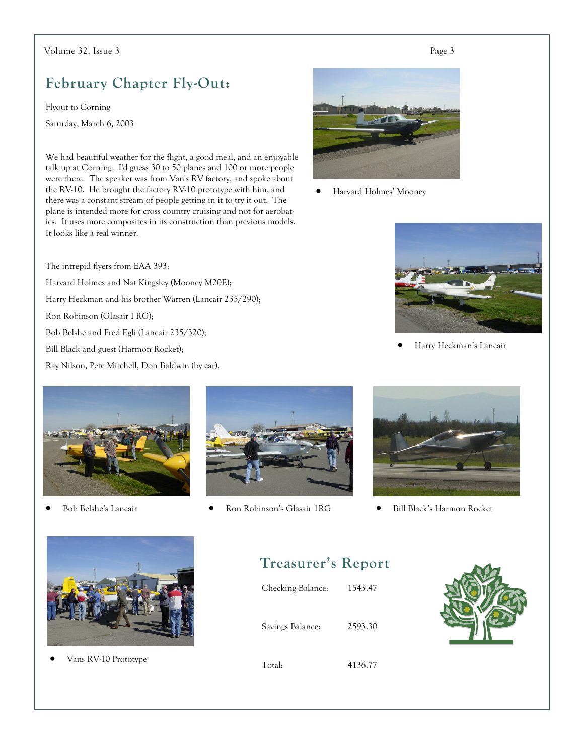## February Chapter Fly-Out:

Flyout to Corning

Saturday, March 6, 2003

We had beautiful weather for the flight, a good meal, and an enjoyable talk up at Corning. I'd guess 30 to 50 planes and 100 or more people were there. The speaker was from Van's RV factory, and spoke about the RV-10. He brought the factory RV-10 prototype with him, and there was a constant stream of people getting in it to try it out. The plane is intended more for cross country cruising and not for aerobatics. It uses more composites in its construction than previous models. It looks like a real winner.

The intrepid flyers from EAA 393:

Harvard Holmes and Nat Kingsley (Mooney M20E);

Harry Heckman and his brother Warren (Lancair 235/290);

Ron Robinson (Glasair I RG);

Bob Belshe and Fred Egli (Lancair 235/320);

Bill Black and guest (Harmon Rocket);

Ray Nilson, Pete Mitchell, Don Baldwin (by car).

- Harvard Holmes' Mooney
- Harry Heckman's Lancair
- Bob Belshe's Lancair
- Ron Robinson's Glasair 1RG
- Bill Black's Harmon Rocket
- Vans RV-10 Prototype

## Treasurer's Report

| | |
|---|---|
| Checking Balance: | 1543.47 |
| Savings Balance: | 2593.30 |
| Total: | 4136.77 |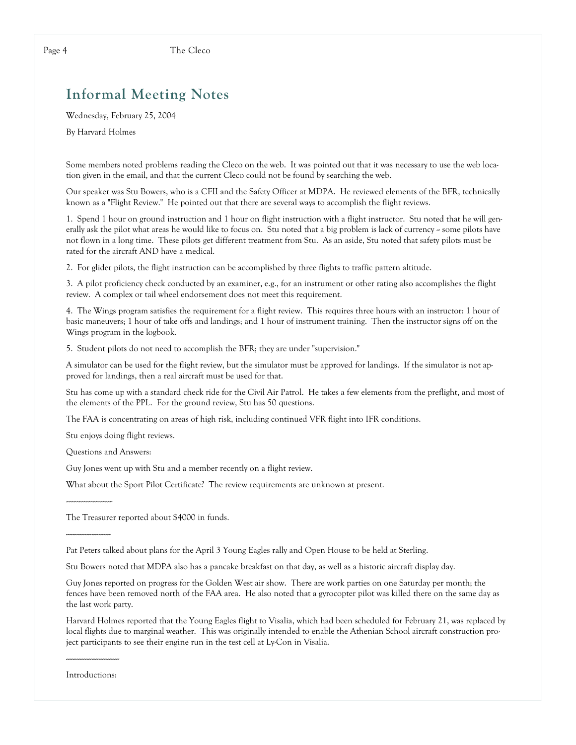# Informal Meeting Notes

Wednesday, February 25, 2004

By Harvard Holmes

Some members noted problems reading the Cleco on the web. It was pointed out that it was necessary to use the web location given in the email, and that the current Cleco could not be found by searching the web.

Our speaker was Stu Bowers, who is a CFII and the Safety Officer at MDPA. He reviewed elements of the BFR, technically known as a "Flight Review." He pointed out that there are several ways to accomplish the flight reviews.

1. Spend 1 hour on ground instruction and 1 hour on flight instruction with a flight instructor. Stu noted that he will generally ask the pilot what areas he would like to focus on. Stu noted that a big problem is lack of currency -- some pilots have not flown in a long time. These pilots get different treatment from Stu. As an aside, Stu noted that safety pilots must be rated for the aircraft AND have a medical.

2. For glider pilots, the flight instruction can be accomplished by three flights to traffic pattern altitude.

3. A pilot proficiency check conducted by an examiner, e.g., for an instrument or other rating also accomplishes the flight review. A complex or tail wheel endorsement does not meet this requirement.

4. The Wings program satisfies the requirement for a flight review. This requires three hours with an instructor: 1 hour of basic maneuvers; 1 hour of take offs and landings; and 1 hour of instrument training. Then the instructor signs off on the Wings program in the logbook.

5. Student pilots do not need to accomplish the BFR; they are under "supervision."

A simulator can be used for the flight review, but the simulator must be approved for landings. If the simulator is not approved for landings, then a real aircraft must be used for that.

Stu has come up with a standard check ride for the Civil Air Patrol. He takes a few elements from the preflight, and most of the elements of the PPL. For the ground review, Stu has 50 questions.

The FAA is concentrating on areas of high risk, including continued VFR flight into IFR conditions.

Stu enjoys doing flight reviews.

Questions and Answers:

Guy Jones went up with Stu and a member recently on a flight review.

What about the Sport Pilot Certificate? The review requirements are unknown at present.

---

The Treasurer reported about $4000 in funds.

---

Pat Peters talked about plans for the April 3 Young Eagles rally and Open House to be held at Sterling.

Stu Bowers noted that MDPA also has a pancake breakfast on that day, as well as a historic aircraft display day.

Guy Jones reported on progress for the Golden West air show. There are work parties on one Saturday per month; the fences have been removed north of the FAA area. He also noted that a gyrocopter pilot was killed there on the same day as the last work party.

Harvard Holmes reported that the Young Eagles flight to Visalia, which had been scheduled for February 21, was replaced by local flights due to marginal weather. This was originally intended to enable the Athenian School aircraft construction project participants to see their engine run in the test cell at Ly-Con in Visalia.

---

Introductions: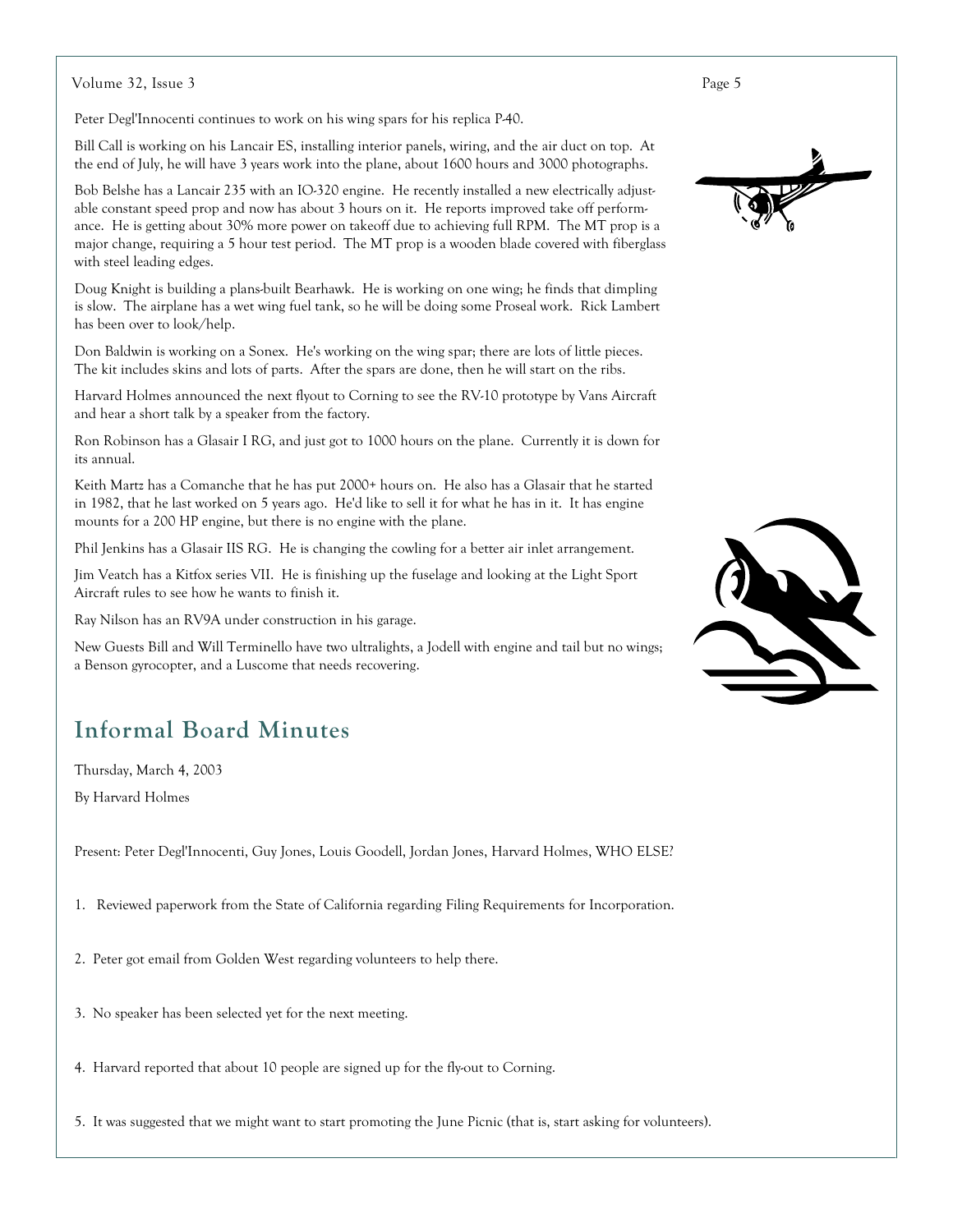Peter Degl'Innocenti continues to work on his wing spars for his replica P-40.

Bill Call is working on his Lancair ES, installing interior panels, wiring, and the air duct on top. At the end of July, he will have 3 years work into the plane, about 1600 hours and 3000 photographs.

Bob Belshe has a Lancair 235 with an IO-320 engine. He recently installed a new electrically adjustable constant speed prop and now has about 3 hours on it. He reports improved take off performance. He is getting about 30% more power on takeoff due to achieving full RPM. The MT prop is a major change, requiring a 5 hour test period. The MT prop is a wooden blade covered with fiberglass with steel leading edges.

Doug Knight is building a plans-built Bearhawk. He is working on one wing; he finds that dimpling is slow. The airplane has a wet wing fuel tank, so he will be doing some Proseal work. Rick Lambert has been over to look/help.

Don Baldwin is working on a Sonex. He's working on the wing spar; there are lots of little pieces. The kit includes skins and lots of parts. After the spars are done, then he will start on the ribs.

Harvard Holmes announced the next flyout to Corning to see the RV-10 prototype by Vans Aircraft and hear a short talk by a speaker from the factory.

Ron Robinson has a Glasair I RG, and just got to 1000 hours on the plane. Currently it is down for its annual.

Keith Martz has a Comanche that he has put 2000+ hours on. He also has a Glasair that he started in 1982, that he last worked on 5 years ago. He'd like to sell it for what he has in it. It has engine mounts for a 200 HP engine, but there is no engine with the plane.

Phil Jenkins has a Glasair IIS RG. He is changing the cowling for a better air inlet arrangement.

Jim Veatch has a Kitfox series VII. He is finishing up the fuselage and looking at the Light Sport Aircraft rules to see how he wants to finish it.

Ray Nilson has an RV9A under construction in his garage.

New Guests Bill and Will Terminello have two ultralights, a Jodell with engine and tail but no wings; a Benson gyrocopter, and a Luscome that needs recovering.

## Informal Board Minutes

Thursday, March 4, 2003

By Harvard Holmes

Present: Peter Degl'Innocenti, Guy Jones, Louis Goodell, Jordan Jones, Harvard Holmes, WHO ELSE?

1. Reviewed paperwork from the State of California regarding Filing Requirements for Incorporation.

2. Peter got email from Golden West regarding volunteers to help there.

3. No speaker has been selected yet for the next meeting.

4. Harvard reported that about 10 people are signed up for the fly-out to Corning.

5. It was suggested that we might want to start promoting the June Picnic (that is, start asking for volunteers).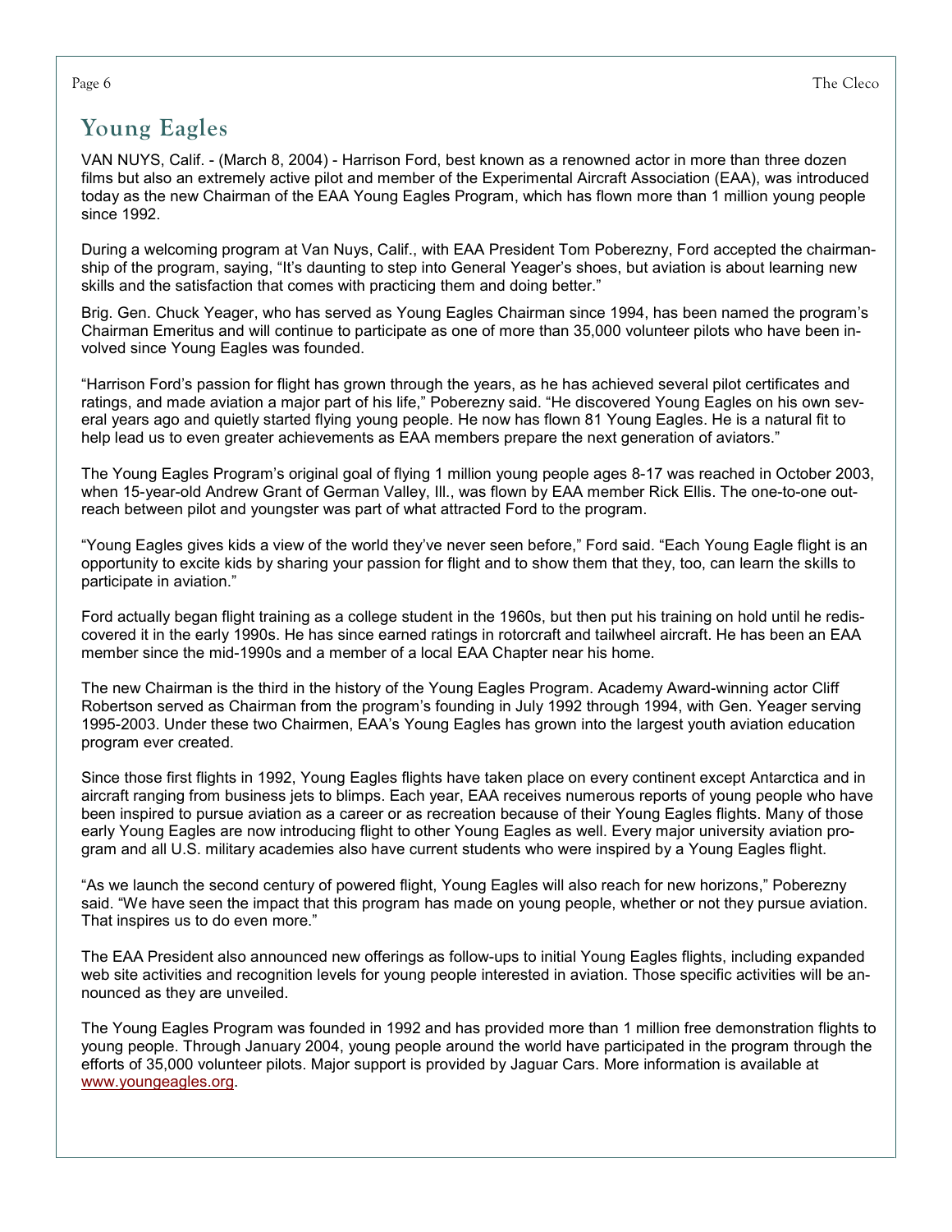## Young Eagles

VAN NUYS, Calif. - (March 8, 2004) - Harrison Ford, best known as a renowned actor in more than three dozen films but also an extremely active pilot and member of the Experimental Aircraft Association (EAA), was introduced today as the new Chairman of the EAA Young Eagles Program, which has flown more than 1 million young people since 1992.

During a welcoming program at Van Nuys, Calif., with EAA President Tom Poberezny, Ford accepted the chairmanship of the program, saying, "It's daunting to step into General Yeager's shoes, but aviation is about learning new skills and the satisfaction that comes with practicing them and doing better."

Brig. Gen. Chuck Yeager, who has served as Young Eagles Chairman since 1994, has been named the program's Chairman Emeritus and will continue to participate as one of more than 35,000 volunteer pilots who have been involved since Young Eagles was founded.

"Harrison Ford's passion for flight has grown through the years, as he has achieved several pilot certificates and ratings, and made aviation a major part of his life," Poberezny said. "He discovered Young Eagles on his own several years ago and quietly started flying young people. He now has flown 81 Young Eagles. He is a natural fit to help lead us to even greater achievements as EAA members prepare the next generation of aviators."

The Young Eagles Program's original goal of flying 1 million young people ages 8-17 was reached in October 2003, when 15-year-old Andrew Grant of German Valley, Ill., was flown by EAA member Rick Ellis. The one-to-one outreach between pilot and youngster was part of what attracted Ford to the program.

"Young Eagles gives kids a view of the world they've never seen before," Ford said. "Each Young Eagle flight is an opportunity to excite kids by sharing your passion for flight and to show them that they, too, can learn the skills to participate in aviation."

Ford actually began flight training as a college student in the 1960s, but then put his training on hold until he rediscovered it in the early 1990s. He has since earned ratings in rotorcraft and tailwheel aircraft. He has been an EAA member since the mid-1990s and a member of a local EAA Chapter near his home.

The new Chairman is the third in the history of the Young Eagles Program. Academy Award-winning actor Cliff Robertson served as Chairman from the program's founding in July 1992 through 1994, with Gen. Yeager serving 1995-2003. Under these two Chairmen, EAA's Young Eagles has grown into the largest youth aviation education program ever created.

Since those first flights in 1992, Young Eagles flights have taken place on every continent except Antarctica and in aircraft ranging from business jets to blimps. Each year, EAA receives numerous reports of young people who have been inspired to pursue aviation as a career or as recreation because of their Young Eagles flights. Many of those early Young Eagles are now introducing flight to other Young Eagles as well. Every major university aviation program and all U.S. military academies also have current students who were inspired by a Young Eagles flight.

"As we launch the second century of powered flight, Young Eagles will also reach for new horizons," Poberezny said. "We have seen the impact that this program has made on young people, whether or not they pursue aviation. That inspires us to do even more."

The EAA President also announced new offerings as follow-ups to initial Young Eagles flights, including expanded web site activities and recognition levels for young people interested in aviation. Those specific activities will be announced as they are unveiled.

The Young Eagles Program was founded in 1992 and has provided more than 1 million free demonstration flights to young people. Through January 2004, young people around the world have participated in the program through the efforts of 35,000 volunteer pilots. Major support is provided by Jaguar Cars. More information is available at www.youngeagles.org.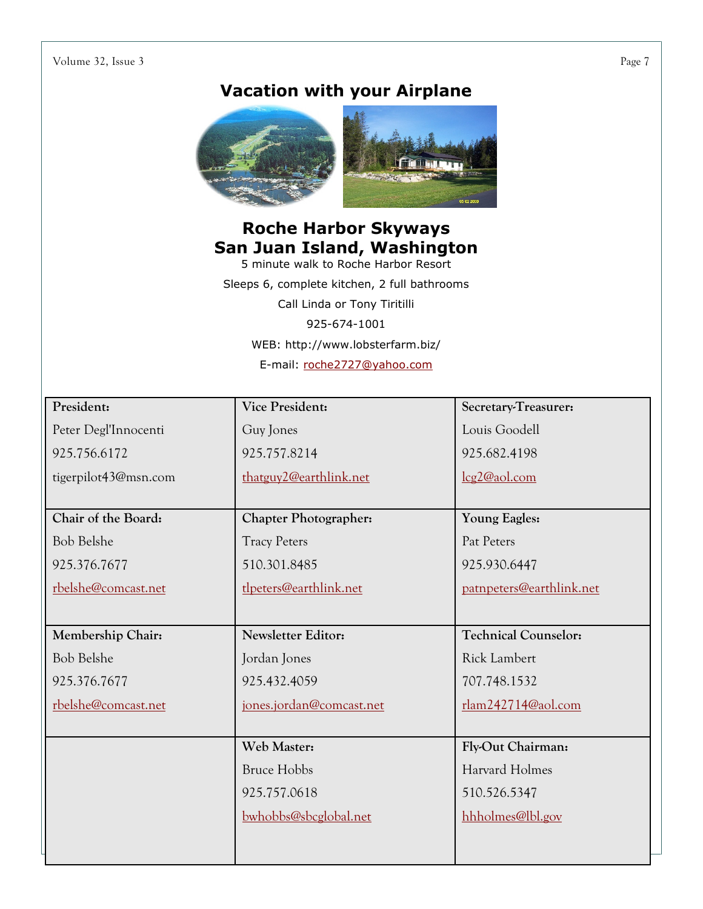# Vacation with your Airplane

## Roche Harbor Skyways
## San Juan Island, Washington

5 minute walk to Roche Harbor Resort

Sleeps 6, complete kitchen, 2 full bathrooms

Call Linda or Tony Tiritilli

925-674-1001

WEB: http://www.lobsterfarm.biz/

E-mail: roche2727@yahoo.com

| | | |
|---|---|---|
| **President:**<br>Peter Degl'Innocenti<br>925.756.6172<br>tigerpilot43@msn.com | **Vice President:**<br>Guy Jones<br>925.757.8214<br>thatguy2@earthlink.net | **Secretary-Treasurer:**<br>Louis Goodell<br>925.682.4198<br>lcg2@aol.com |
| **Chair of the Board:**<br>Bob Belshe<br>925.376.7677<br>rbelshe@comcast.net | **Chapter Photographer:**<br>Tracy Peters<br>510.301.8485<br>tlpeters@earthlink.net | **Young Eagles:**<br>Pat Peters<br>925.930.6447<br>patnpeters@earthlink.net |
| **Membership Chair:**<br>Bob Belshe<br>925.376.7677<br>rbelshe@comcast.net | **Newsletter Editor:**<br>Jordan Jones<br>925.432.4059<br>jones.jordan@comcast.net | **Technical Counselor:**<br>Rick Lambert<br>707.748.1532<br>rlam242714@aol.com |
| | **Web Master:**<br>Bruce Hobbs<br>925.757.0618<br>bwhobbs@sbcglobal.net | **Fly-Out Chairman:**<br>Harvard Holmes<br>510.526.5347<br>hhholmes@lbl.gov |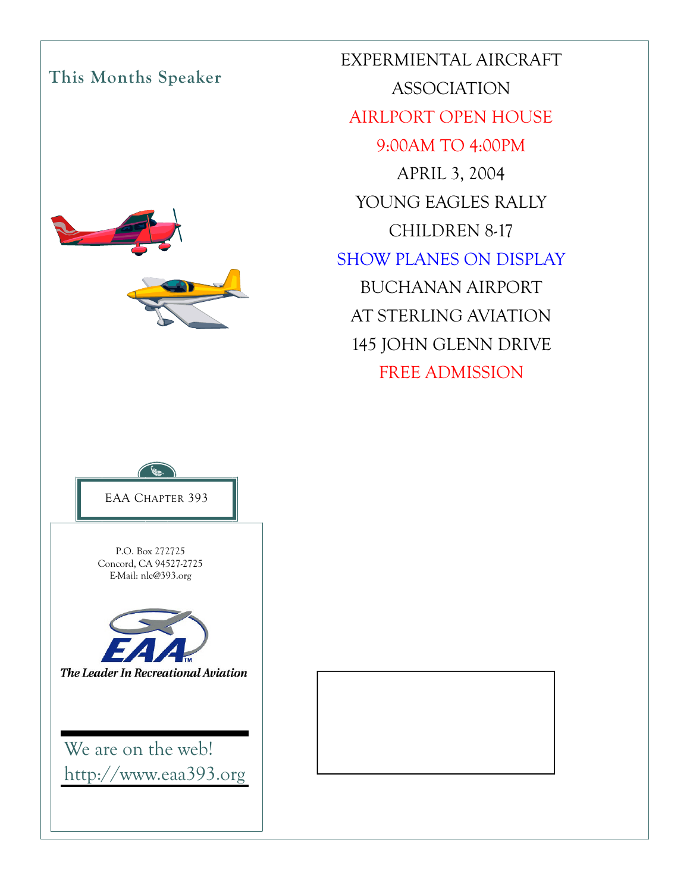### This Months Speaker

EXPERMIENTAL AIRCRAFT

ASSOCIATION

AIRLPORT OPEN HOUSE

9:00AM TO 4:00PM

APRIL 3, 2004

YOUNG EAGLES RALLY

CHILDREN 8-17

SHOW PLANES ON DISPLAY

BUCHANAN AIRPORT

AT STERLING AVIATION

145 JOHN GLENN DRIVE

FREE ADMISSION

EAA CHAPTER 393

P.O. Box 272725
Concord, CA 94527-2725
E-Mail: nle@393.org

EAA™

*The Leader In Recreational Aviation*

We are on the web!
http://www.eaa393.org